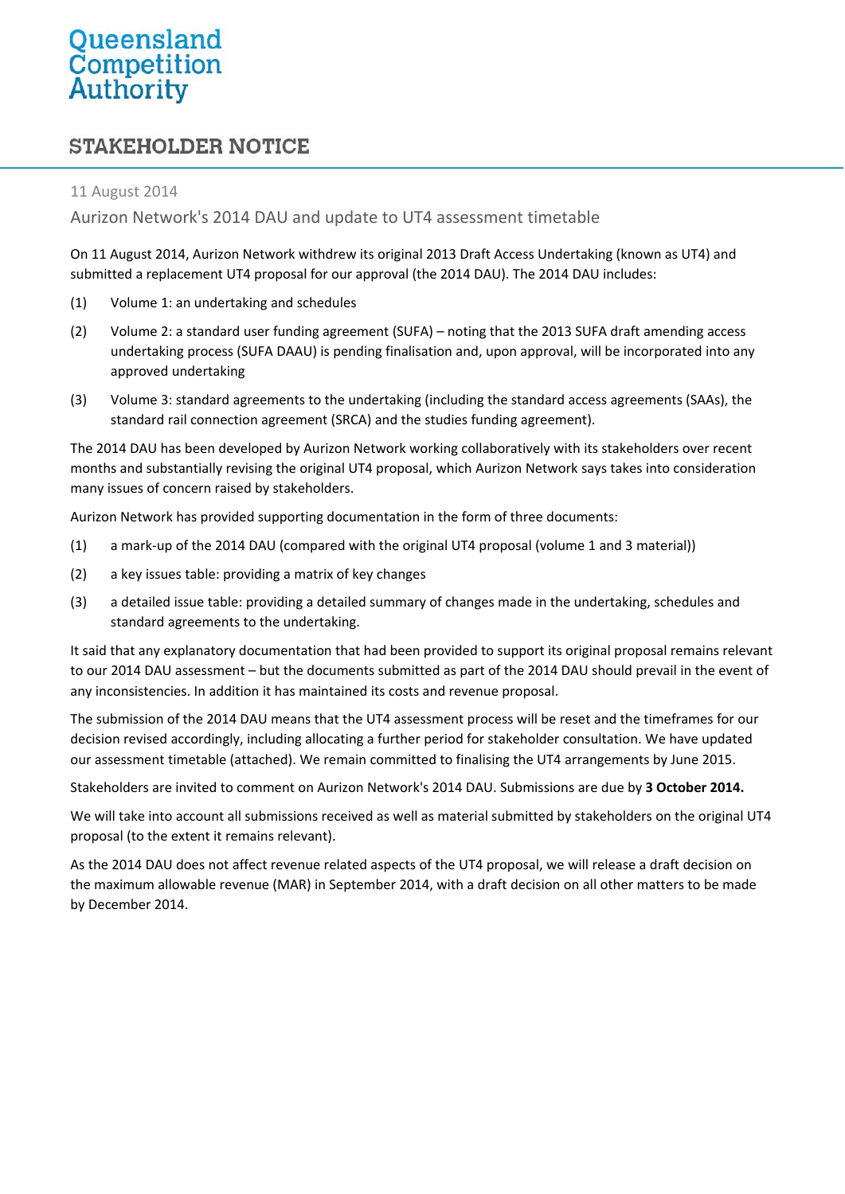Queensland Competition Authority

# STAKEHOLDER NOTICE

11 August 2014

## Aurizon Network's 2014 DAU and update to UT4 assessment timetable

On 11 August 2014, Aurizon Network withdrew its original 2013 Draft Access Undertaking (known as UT4) and submitted a replacement UT4 proposal for our approval (the 2014 DAU). The 2014 DAU includes:

(1) Volume 1: an undertaking and schedules

(2) Volume 2: a standard user funding agreement (SUFA) – noting that the 2013 SUFA draft amending access undertaking process (SUFA DAAU) is pending finalisation and, upon approval, will be incorporated into any approved undertaking

(3) Volume 3: standard agreements to the undertaking (including the standard access agreements (SAAs), the standard rail connection agreement (SRCA) and the studies funding agreement).

The 2014 DAU has been developed by Aurizon Network working collaboratively with its stakeholders over recent months and substantially revising the original UT4 proposal, which Aurizon Network says takes into consideration many issues of concern raised by stakeholders.

Aurizon Network has provided supporting documentation in the form of three documents:

(1) a mark-up of the 2014 DAU (compared with the original UT4 proposal (volume 1 and 3 material))

(2) a key issues table: providing a matrix of key changes

(3) a detailed issue table: providing a detailed summary of changes made in the undertaking, schedules and standard agreements to the undertaking.

It said that any explanatory documentation that had been provided to support its original proposal remains relevant to our 2014 DAU assessment – but the documents submitted as part of the 2014 DAU should prevail in the event of any inconsistencies. In addition it has maintained its costs and revenue proposal.

The submission of the 2014 DAU means that the UT4 assessment process will be reset and the timeframes for our decision revised accordingly, including allocating a further period for stakeholder consultation. We have updated our assessment timetable (attached). We remain committed to finalising the UT4 arrangements by June 2015.

Stakeholders are invited to comment on Aurizon Network's 2014 DAU. Submissions are due by **3 October 2014.**

We will take into account all submissions received as well as material submitted by stakeholders on the original UT4 proposal (to the extent it remains relevant).

As the 2014 DAU does not affect revenue related aspects of the UT4 proposal, we will release a draft decision on the maximum allowable revenue (MAR) in September 2014, with a draft decision on all other matters to be made by December 2014.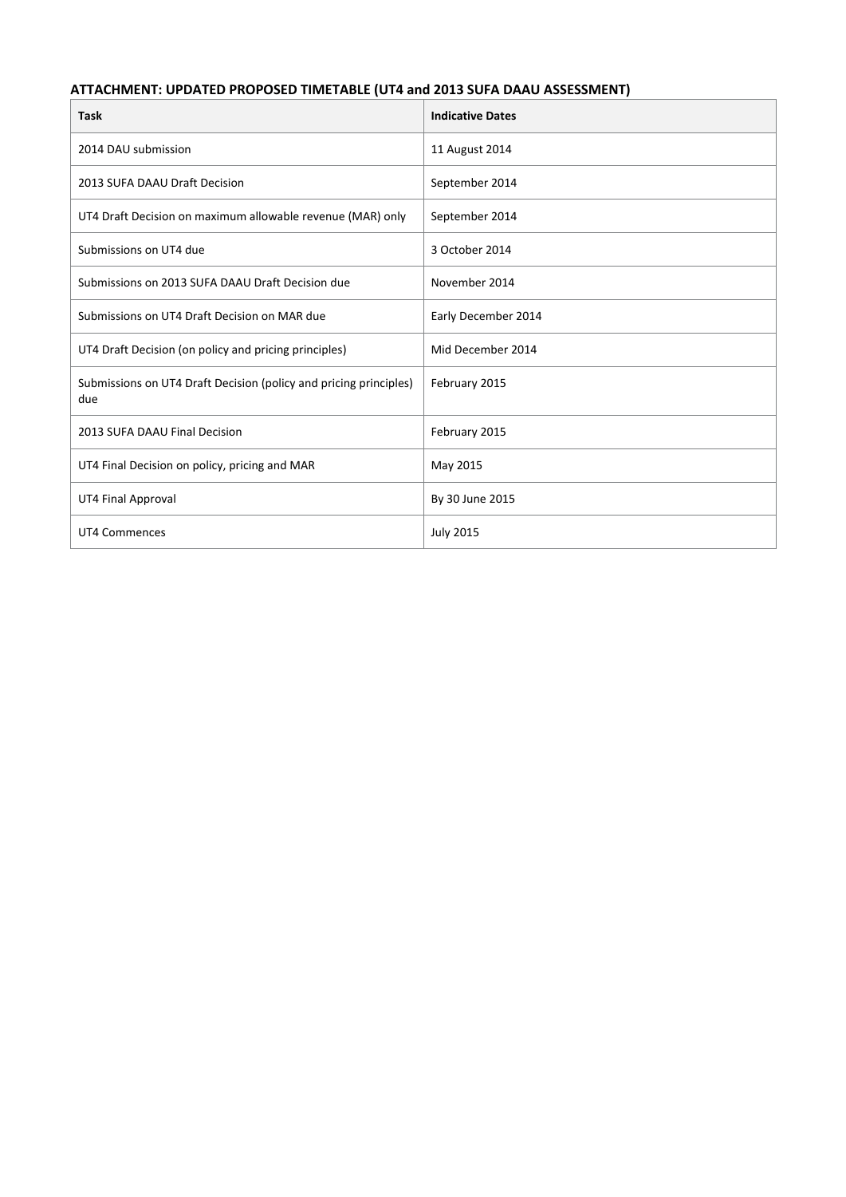**ATTACHMENT: UPDATED PROPOSED TIMETABLE (UT4 and 2013 SUFA DAAU ASSESSMENT)**

| Task | Indicative Dates |
|---|---|
| 2014 DAU submission | 11 August 2014 |
| 2013 SUFA DAAU Draft Decision | September 2014 |
| UT4 Draft Decision on maximum allowable revenue (MAR) only | September 2014 |
| Submissions on UT4 due | 3 October 2014 |
| Submissions on 2013 SUFA DAAU Draft Decision due | November 2014 |
| Submissions on UT4 Draft Decision on MAR due | Early December 2014 |
| UT4 Draft Decision (on policy and pricing principles) | Mid December 2014 |
| Submissions on UT4 Draft Decision (policy and pricing principles) due | February 2015 |
| 2013 SUFA DAAU Final Decision | February 2015 |
| UT4 Final Decision on policy, pricing and MAR | May 2015 |
| UT4 Final Approval | By 30 June 2015 |
| UT4 Commences | July 2015 |